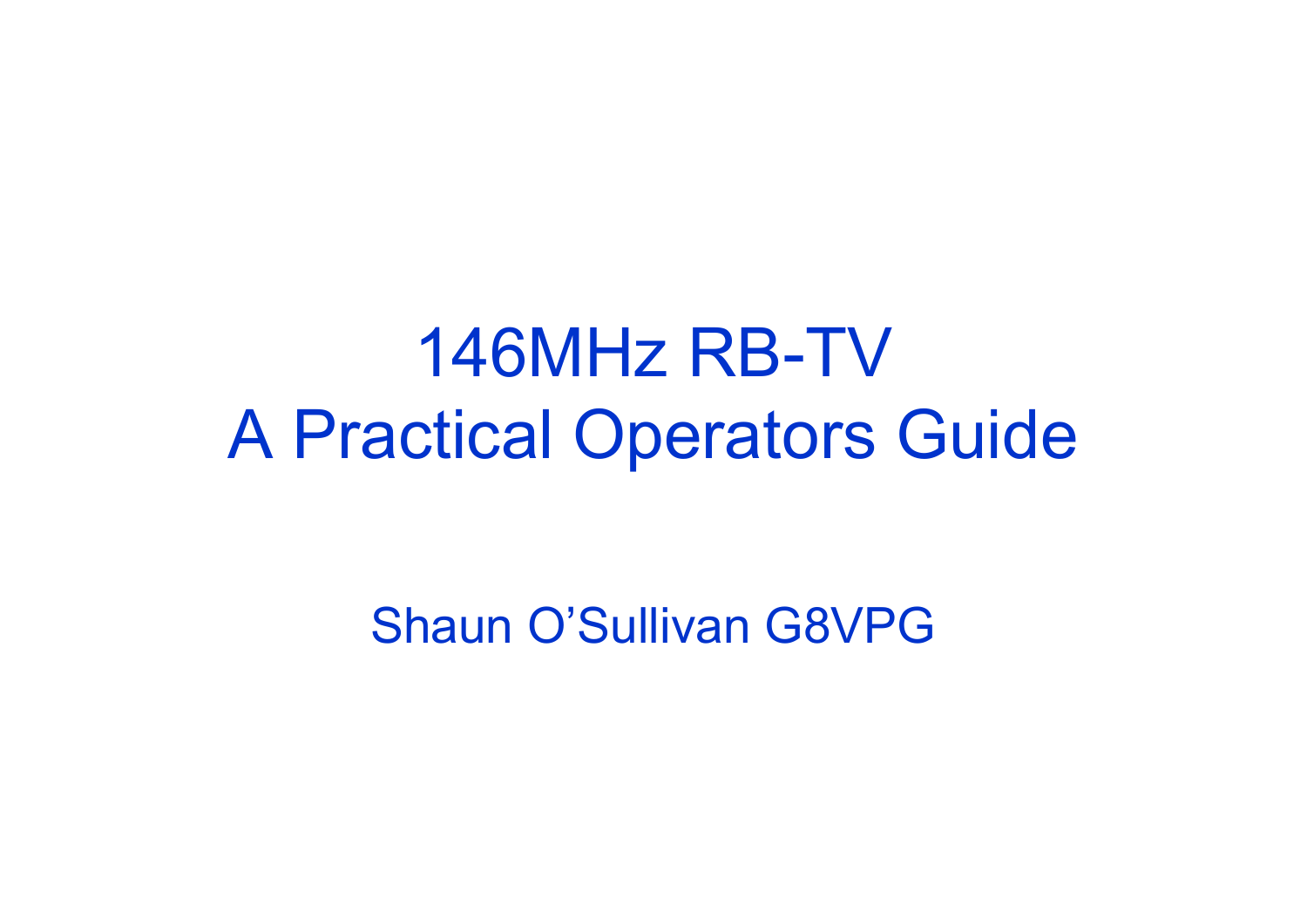# 146MHz RB-TV
# A Practical Operators Guide

Shaun O'Sullivan G8VPG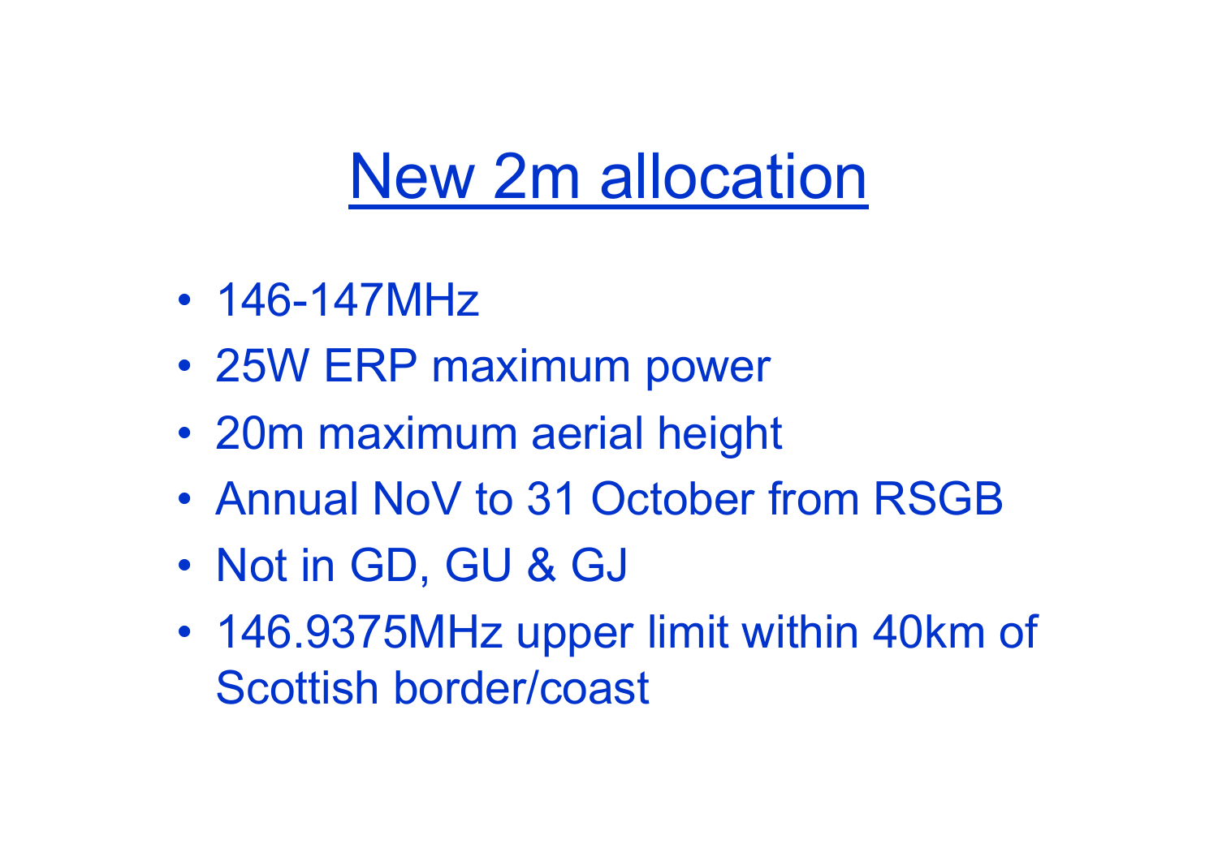# New 2m allocation

- 146-147MHz
- 25W ERP maximum power
- 20m maximum aerial height
- Annual NoV to 31 October from RSGB
- Not in GD, GU & GJ
- 146.9375MHz upper limit within 40km of Scottish border/coast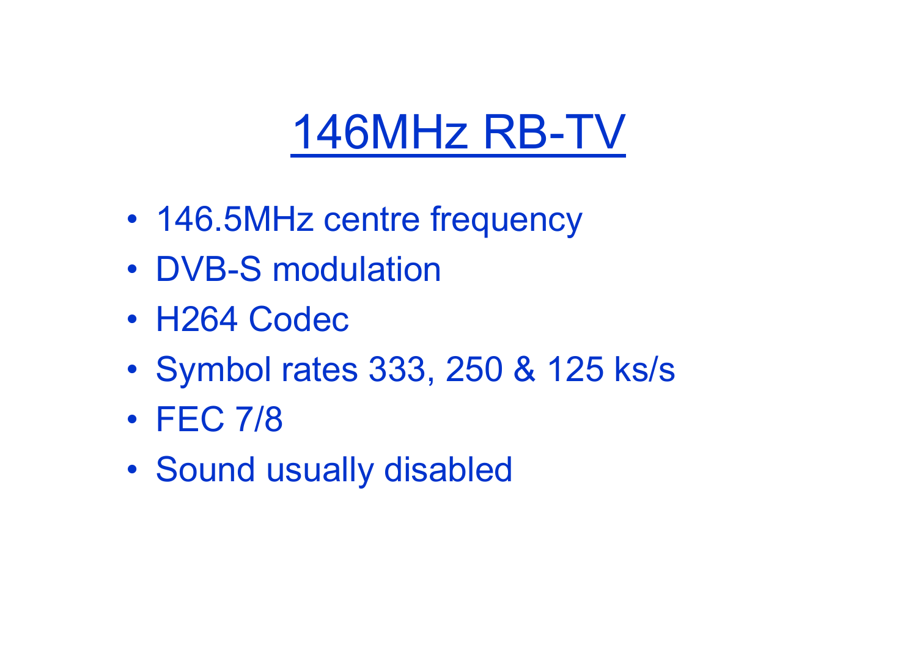# 146MHz RB-TV

- 146.5MHz centre frequency
- DVB-S modulation
- H264 Codec
- Symbol rates 333, 250 & 125 ks/s
- FEC 7/8
- Sound usually disabled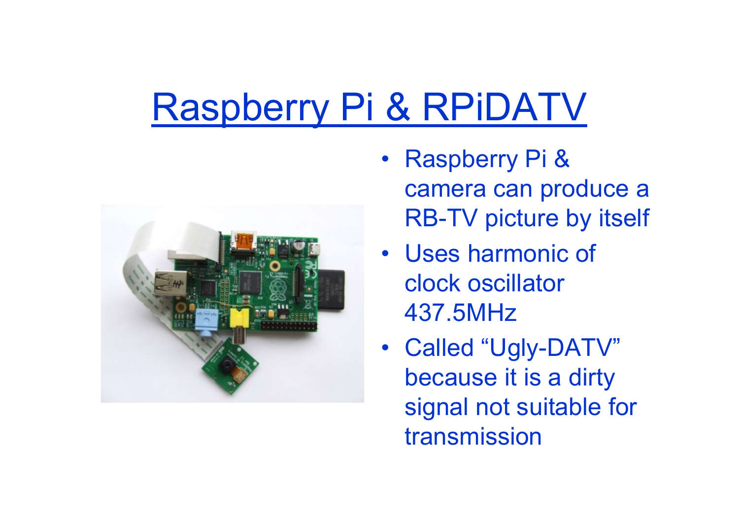# Raspberry Pi & RPiDATV

- Raspberry Pi & camera can produce a RB-TV picture by itself
- Uses harmonic of clock oscillator 437.5MHz
- Called “Ugly-DATV” because it is a dirty signal not suitable for transmission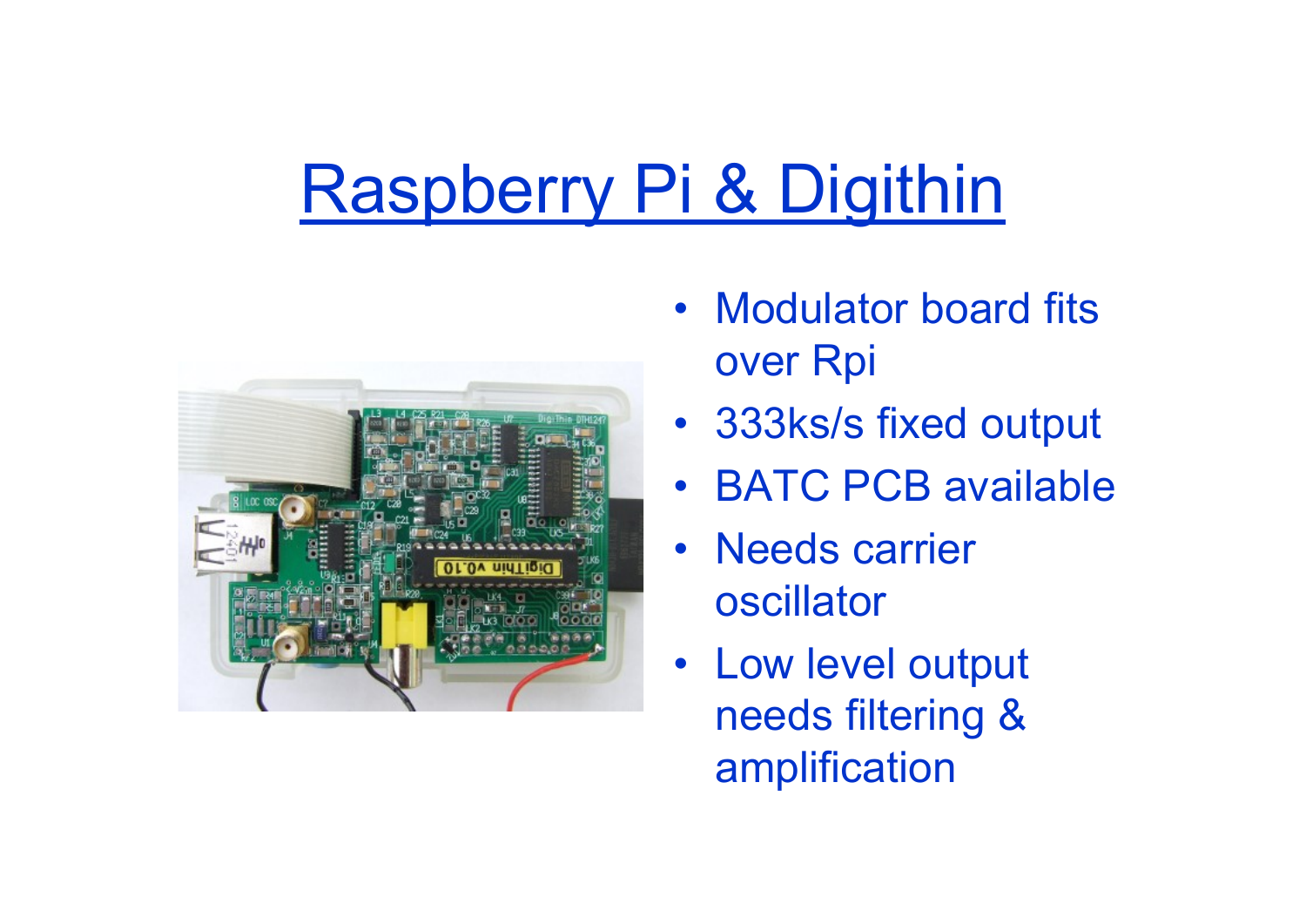# Raspberry Pi & Digithin

- Modulator board fits over Rpi
- 333ks/s fixed output
- BATC PCB available
- Needs carrier oscillator
- Low level output needs filtering & amplification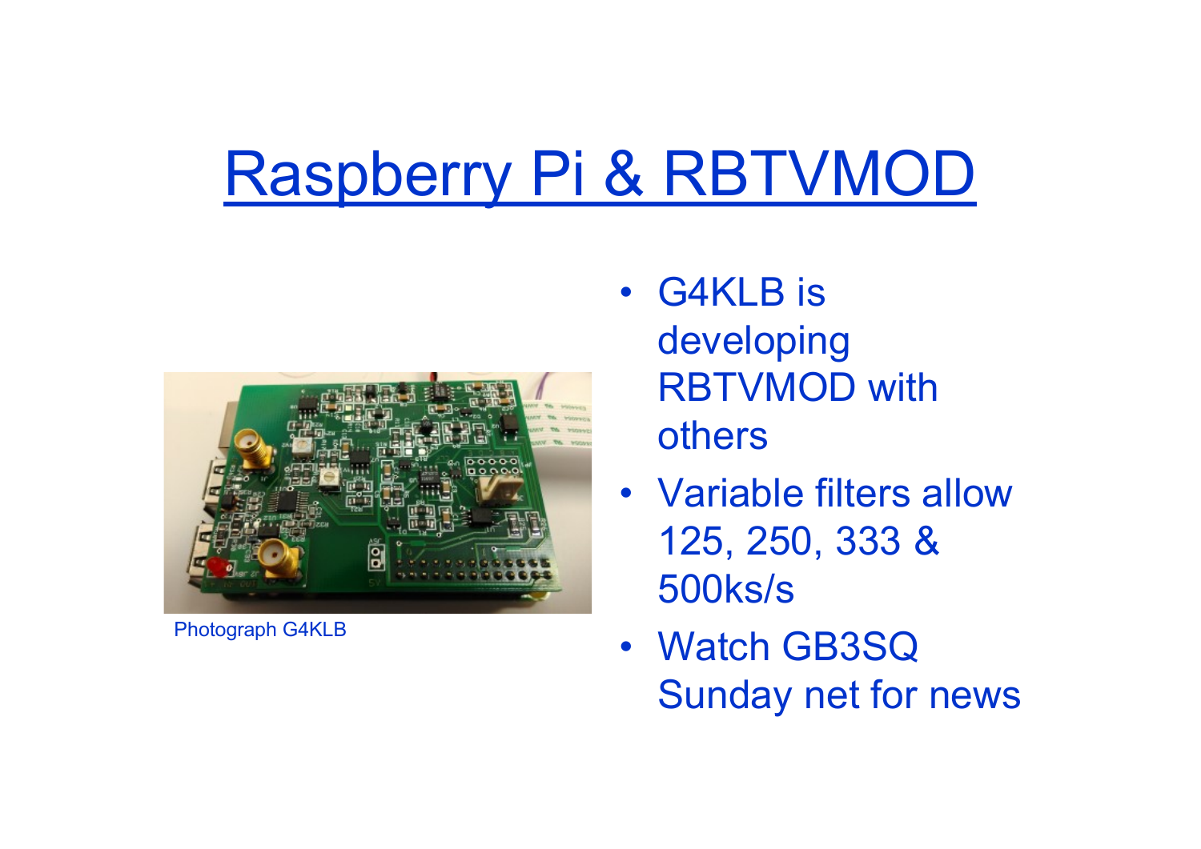# Raspberry Pi & RBTVMOD

Photograph G4KLB

- G4KLB is developing RBTVMOD with others
- Variable filters allow 125, 250, 333 & 500ks/s
- Watch GB3SQ Sunday net for news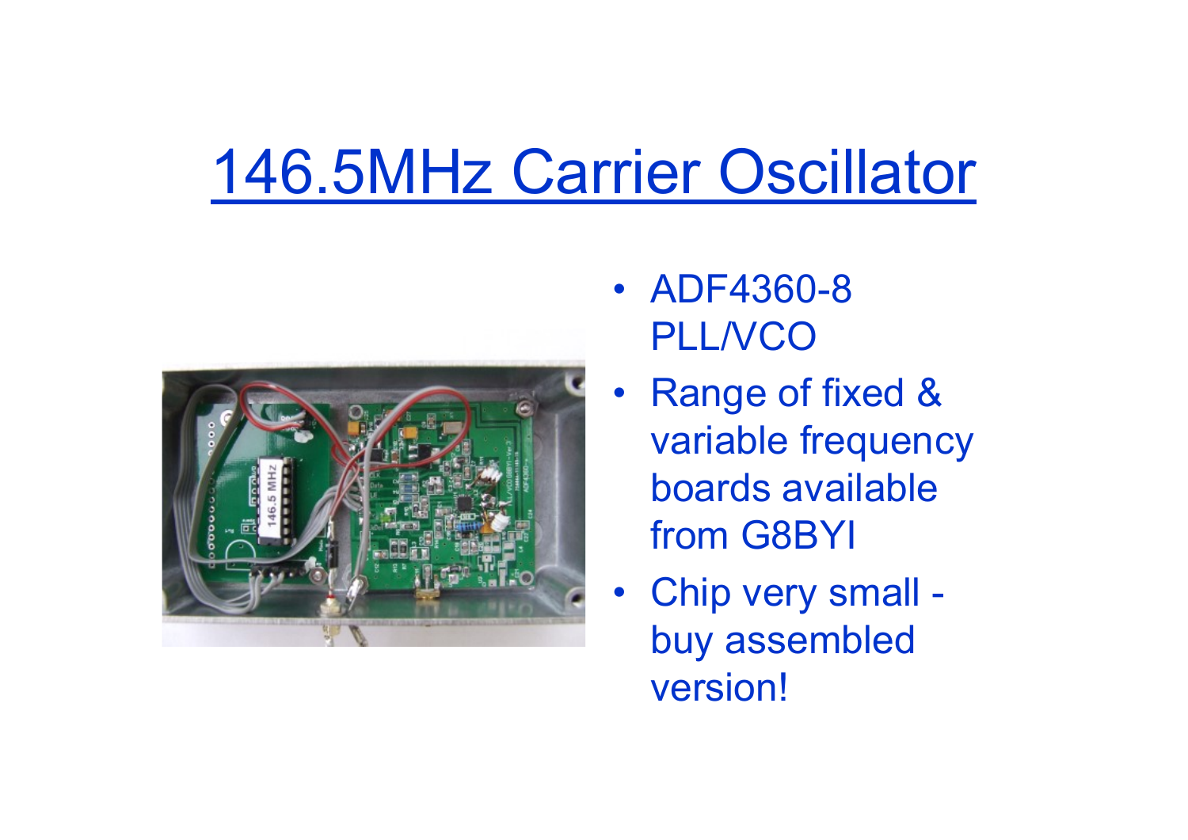# 146.5MHz Carrier Oscillator

- ADF4360-8 PLL/VCO
- Range of fixed & variable frequency boards available from G8BYI
- Chip very small - buy assembled version!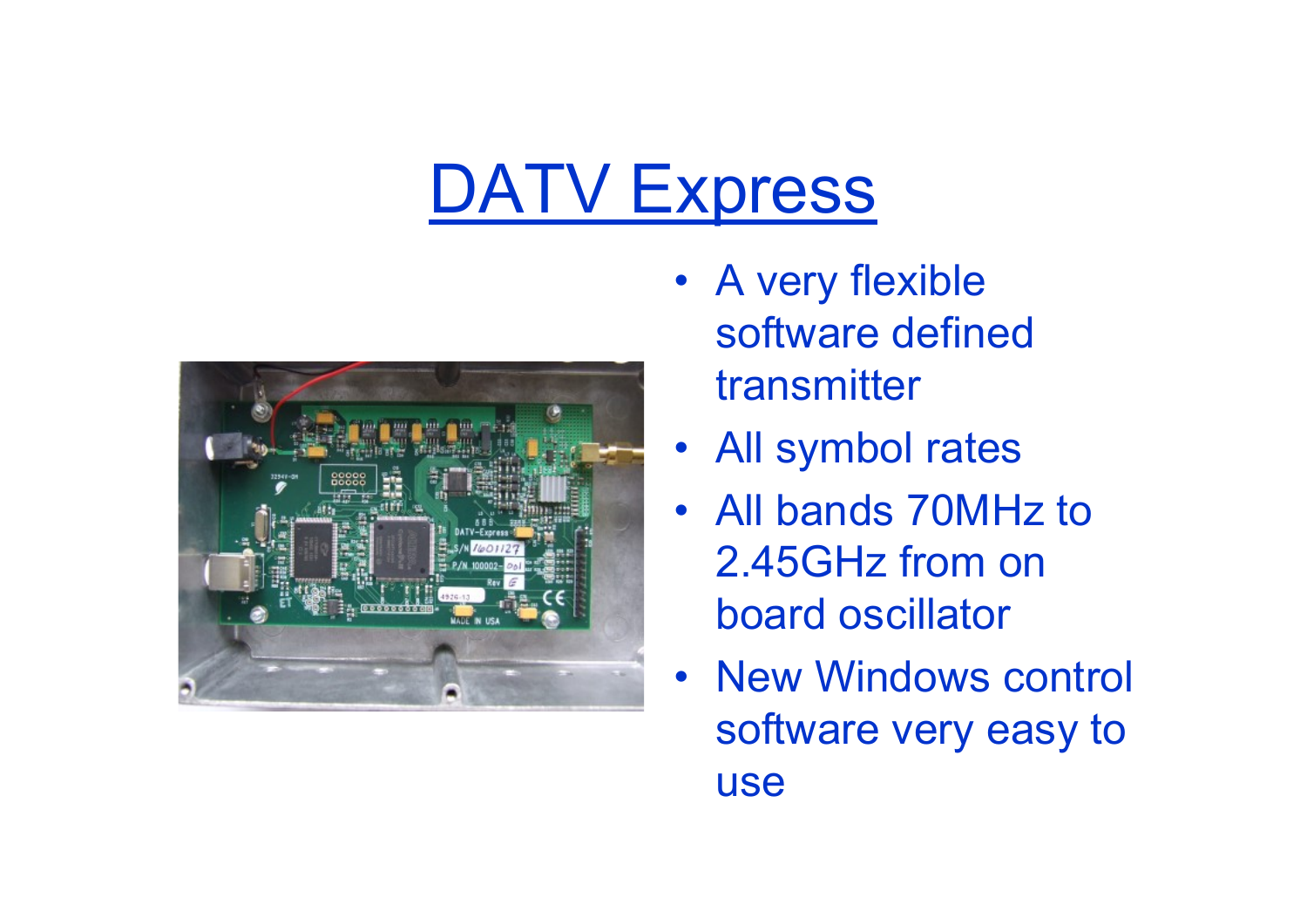# DATV Express

- A very flexible software defined transmitter
- All symbol rates
- All bands 70MHz to 2.45GHz from on board oscillator
- New Windows control software very easy to use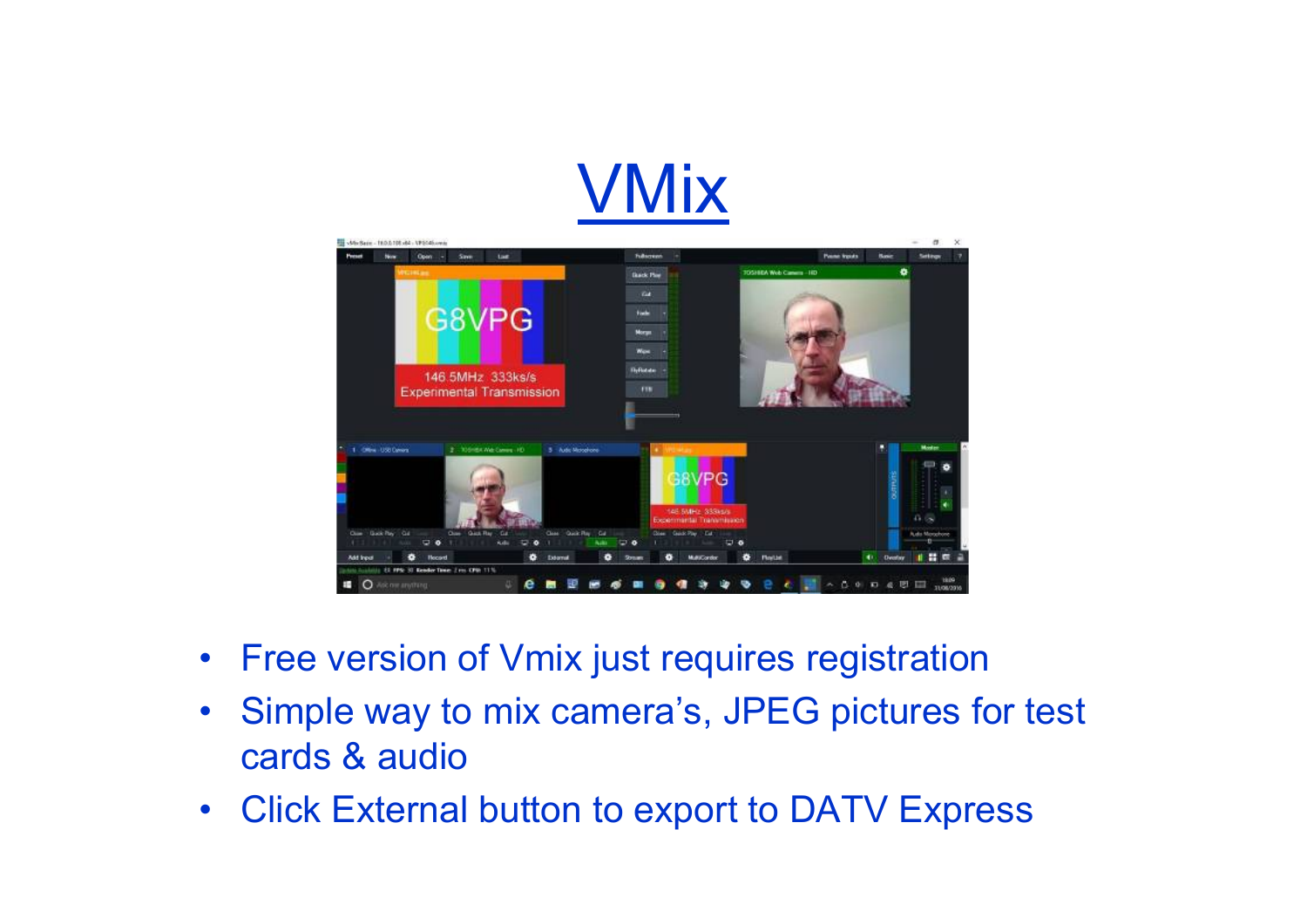# VMix

- Free version of Vmix just requires registration
- Simple way to mix camera's, JPEG pictures for test cards & audio
- Click External button to export to DATV Express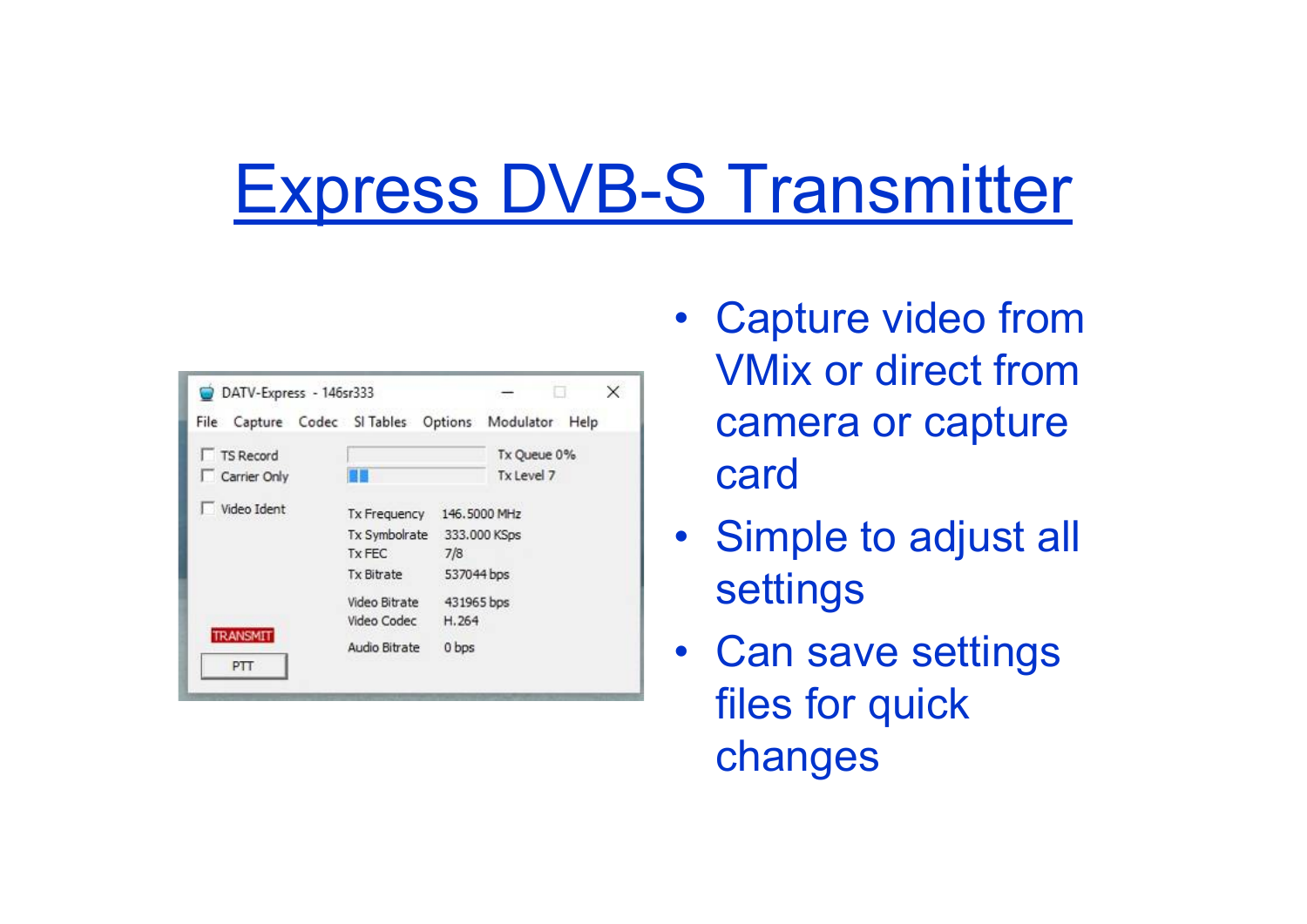# Express DVB-S Transmitter

DATV-Express - 146sr333

File Capture Codec SI Tables Options Modulator Help

- TS Record
- Carrier Only
- Video Ident

Tx Queue 0%
Tx Level 7

| | |
|---|---|
| Tx Frequency | 146.5000 MHz |
| Tx Symbolrate | 333.000 KSps |
| Tx FEC | 7/8 |
| Tx Bitrate | 537044 bps |
| Video Bitrate | 431965 bps |
| Video Codec | H.264 |
| Audio Bitrate | 0 bps |

TRANSMIT

PTT

- Capture video from VMix or direct from camera or capture card
- Simple to adjust all settings
- Can save settings files for quick changes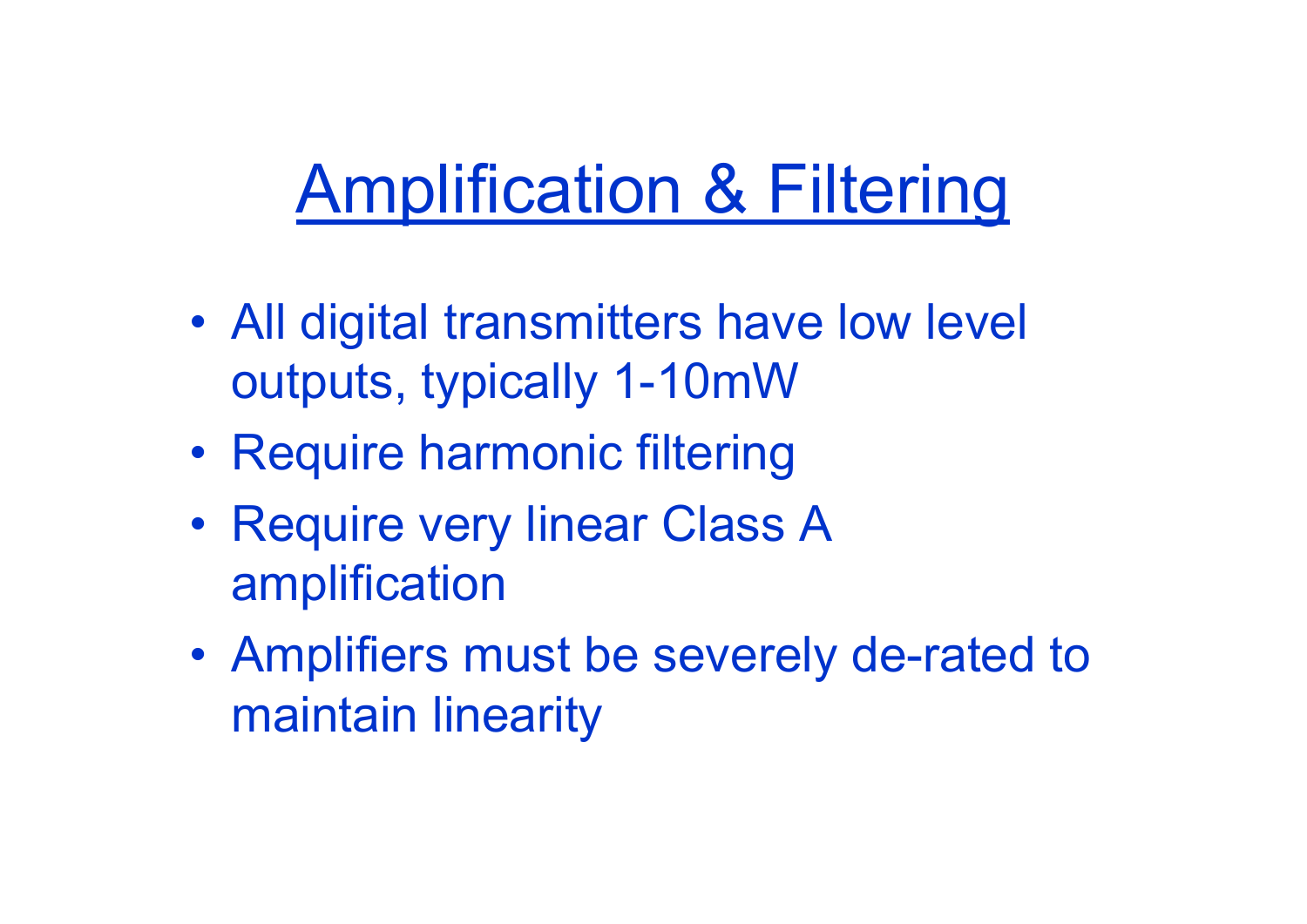# Amplification & Filtering

- All digital transmitters have low level outputs, typically 1-10mW
- Require harmonic filtering
- Require very linear Class A amplification
- Amplifiers must be severely de-rated to maintain linearity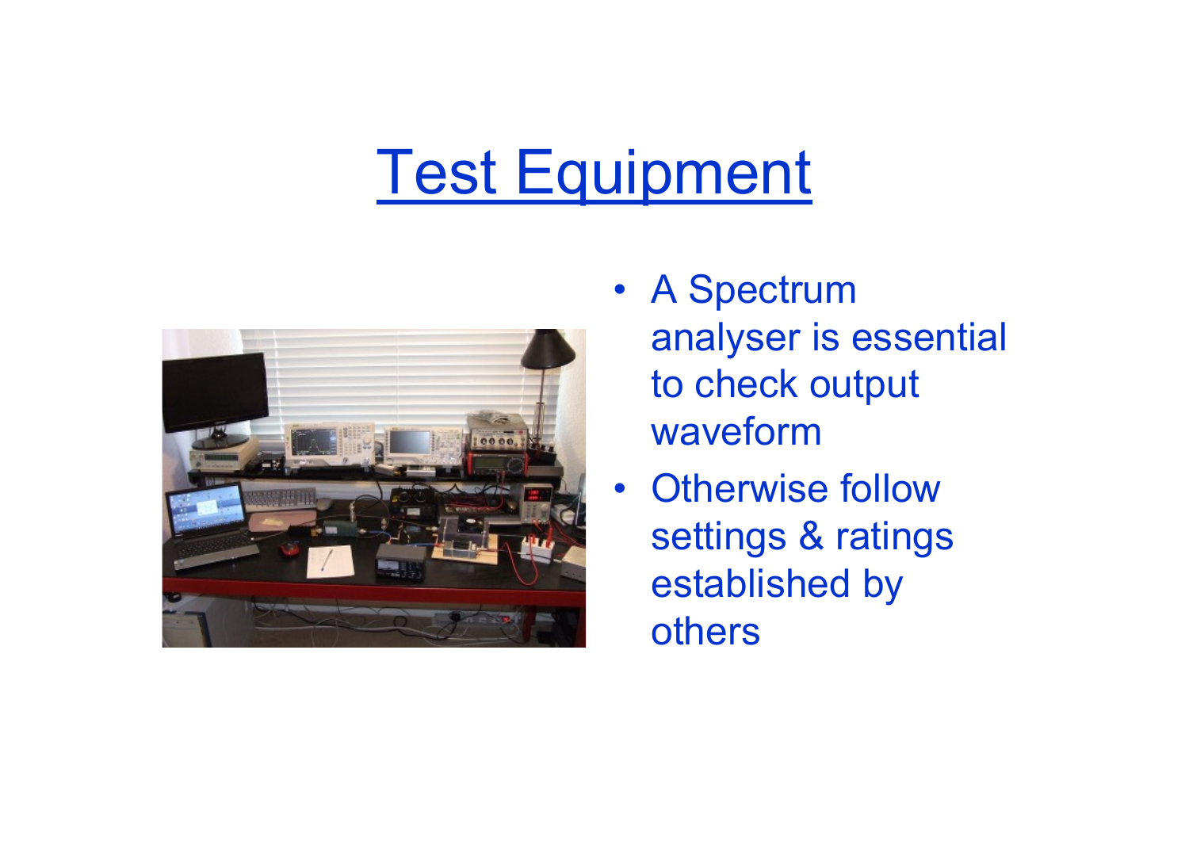# Test Equipment

- A Spectrum analyser is essential to check output waveform
- Otherwise follow settings & ratings established by others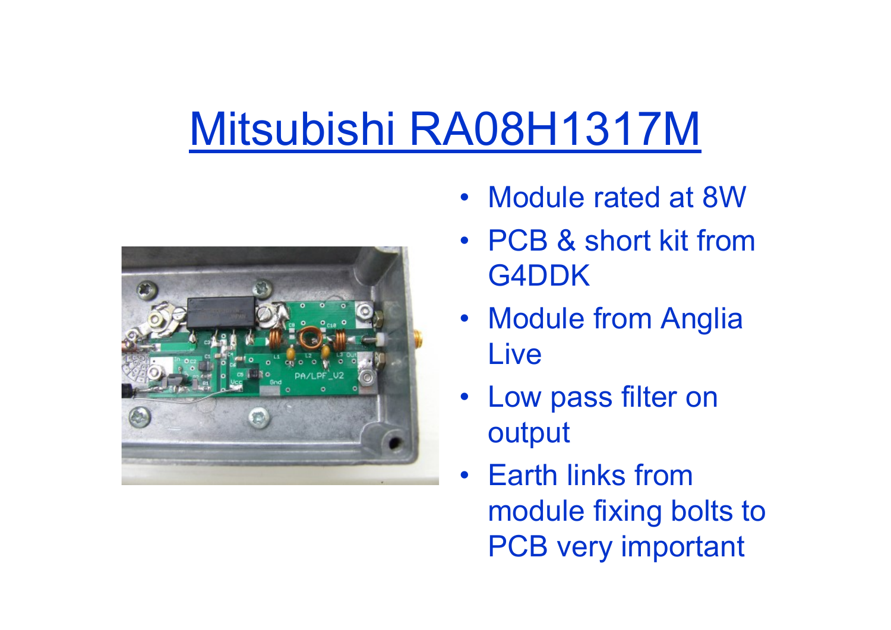# Mitsubishi RA08H1317M

- Module rated at 8W
- PCB & short kit from G4DDK
- Module from Anglia Live
- Low pass filter on output
- Earth links from module fixing bolts to PCB very important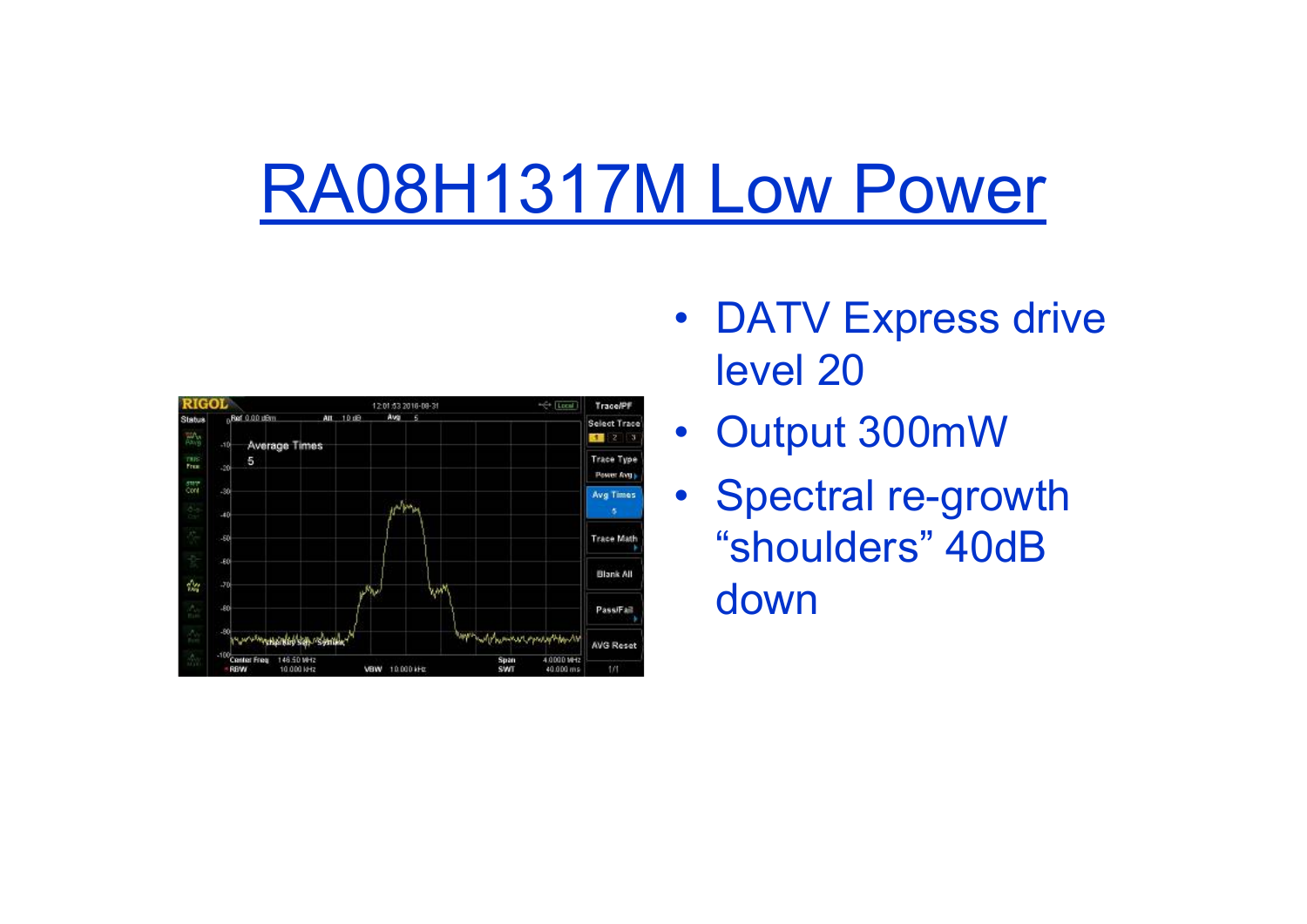# RA08H1317M Low Power

- DATV Express drive level 20
- Output 300mW
- Spectral re-growth “shoulders” 40dB down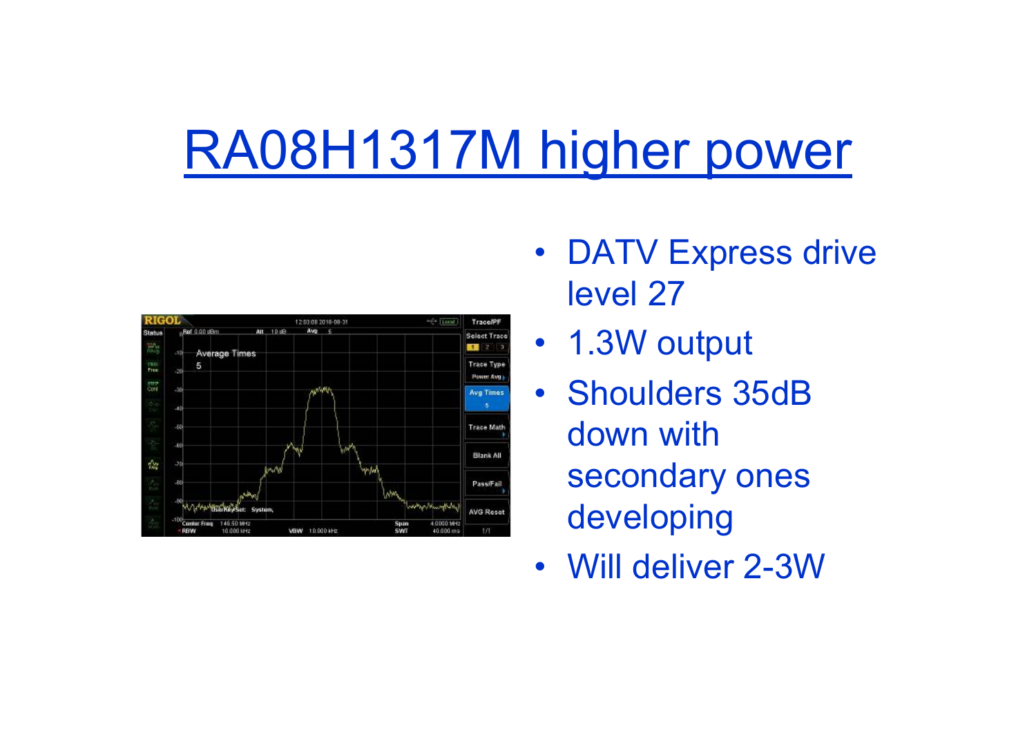# RA08H1317M higher power

- DATV Express drive level 27
- 1.3W output
- Shoulders 35dB down with secondary ones developing
- Will deliver 2-3W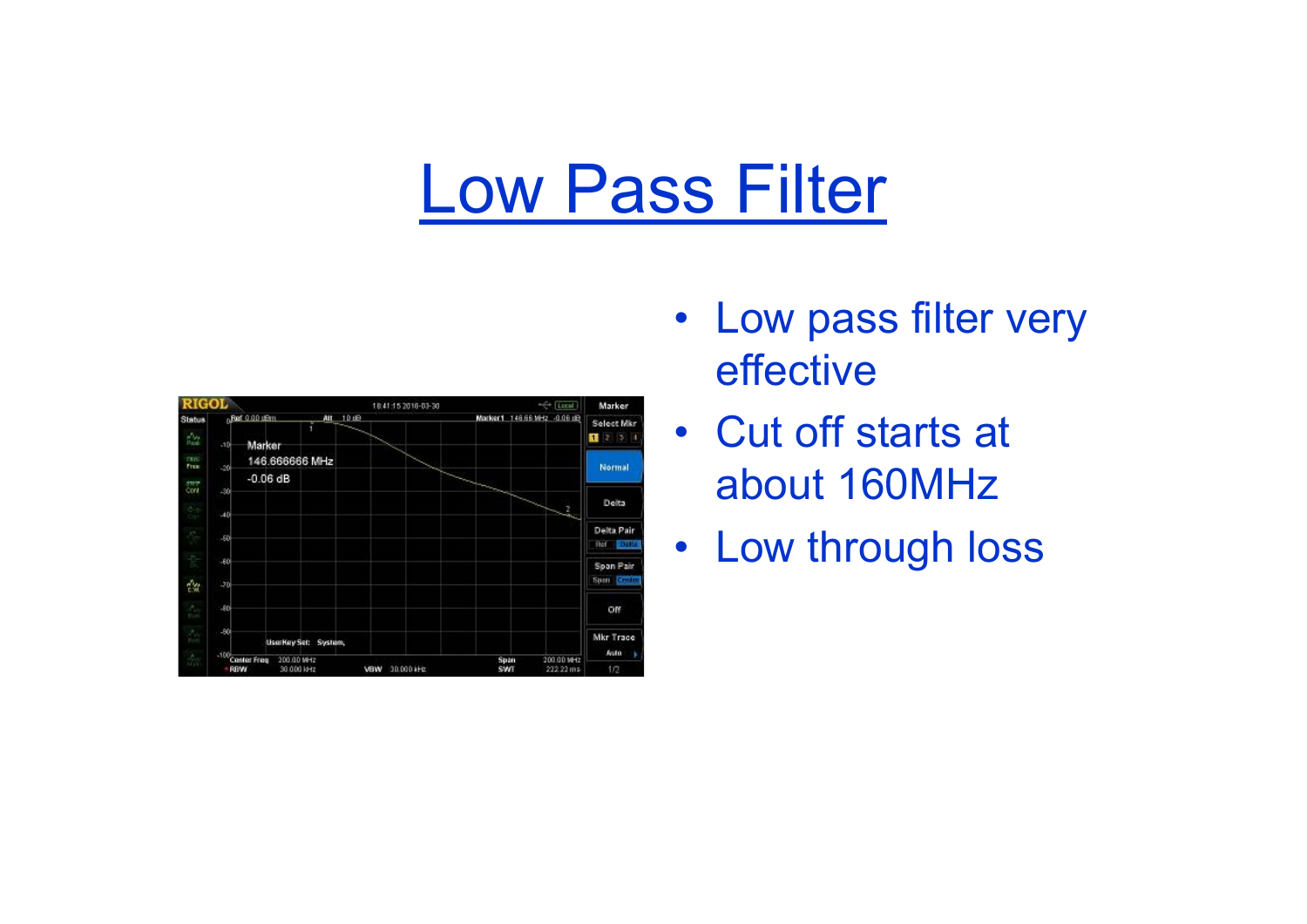# Low Pass Filter

- Low pass filter very effective
- Cut off starts at about 160MHz
- Low through loss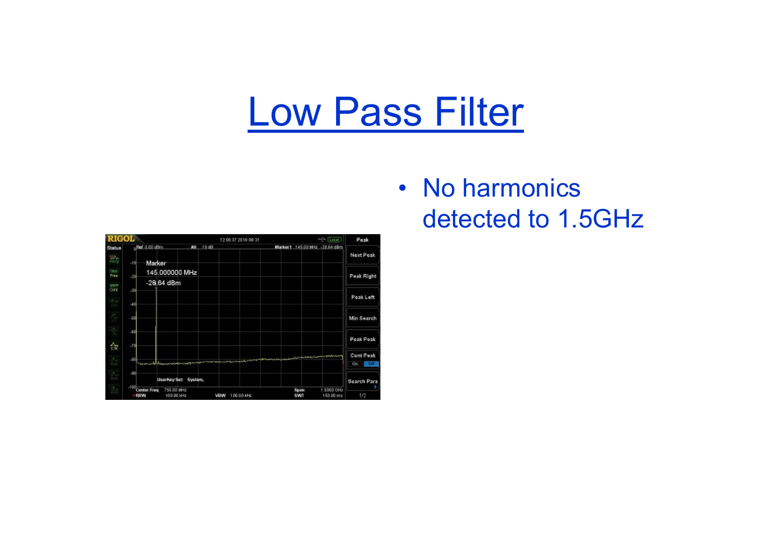# Low Pass Filter

- No harmonics detected to 1.5GHz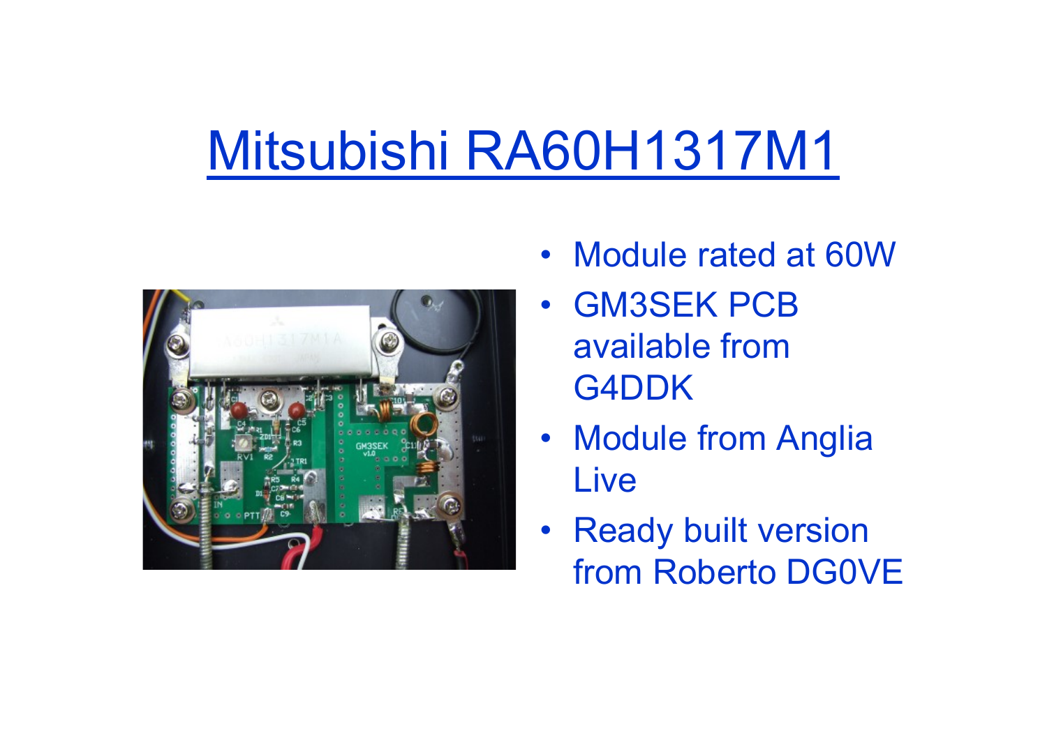# Mitsubishi RA60H1317M1

- Module rated at 60W
- GM3SEK PCB available from G4DDK
- Module from Anglia Live
- Ready built version from Roberto DG0VE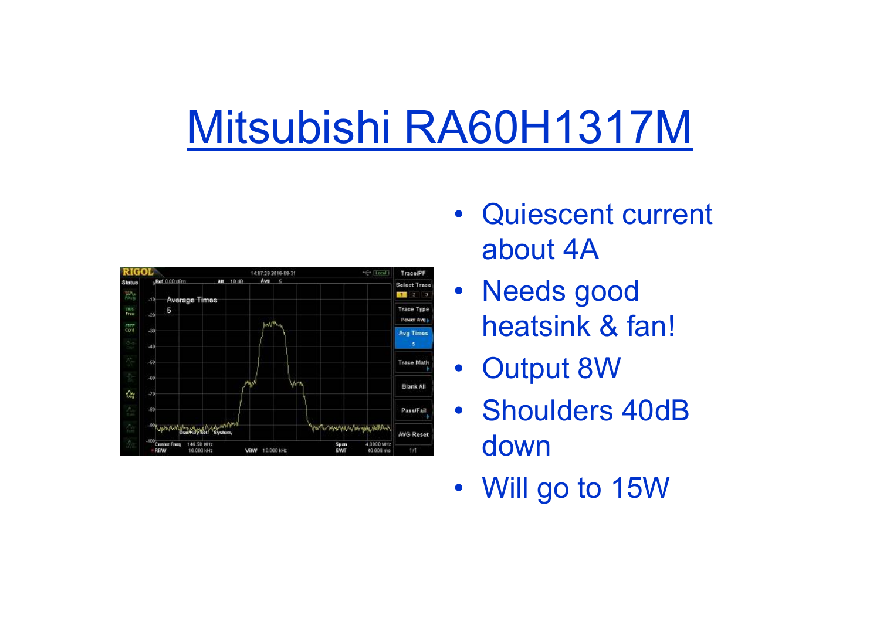# Mitsubishi RA60H1317M

- Quiescent current about 4A
- Needs good heatsink & fan!
- Output 8W
- Shoulders 40dB down
- Will go to 15W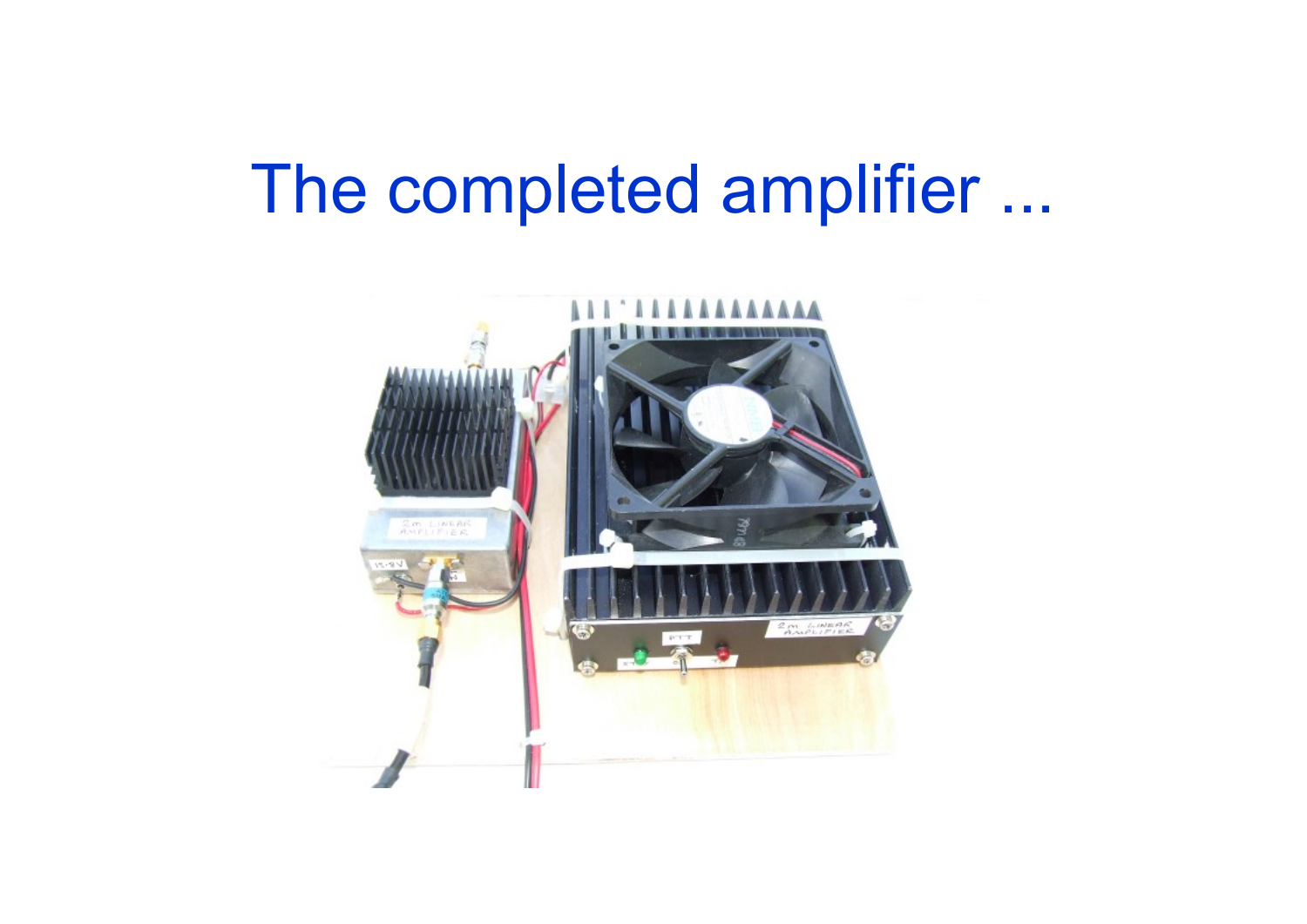# The completed amplifier ...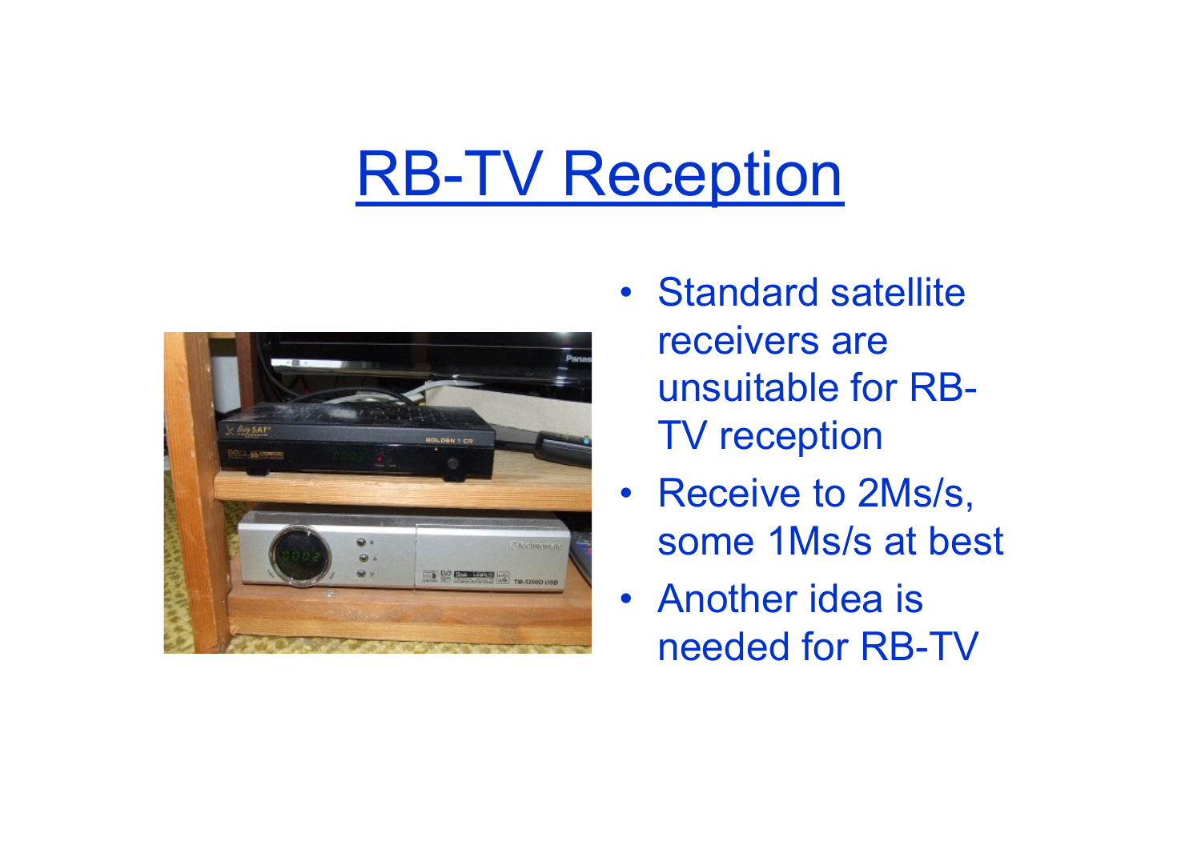# RB-TV Reception

- Standard satellite receivers are unsuitable for RB-TV reception
- Receive to 2Ms/s, some 1Ms/s at best
- Another idea is needed for RB-TV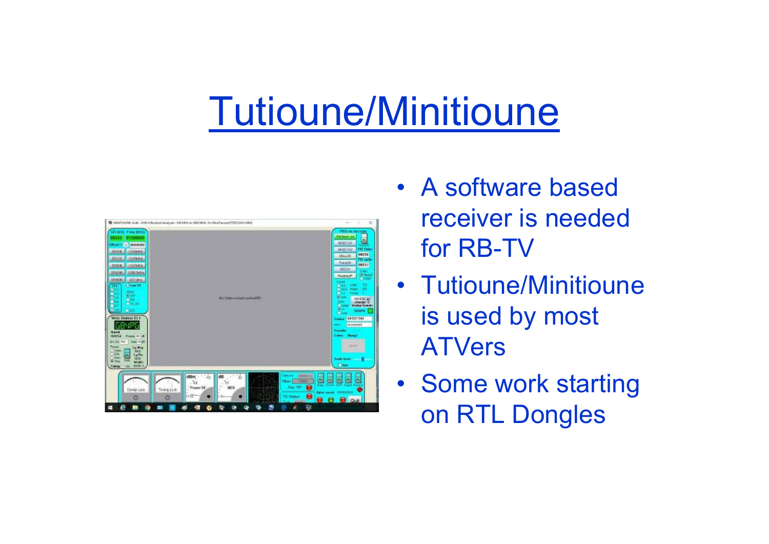# Tutioune/Minitioune

- A software based receiver is needed for RB-TV
- Tutioune/Minitioune is used by most ATVers
- Some work starting on RTL Dongles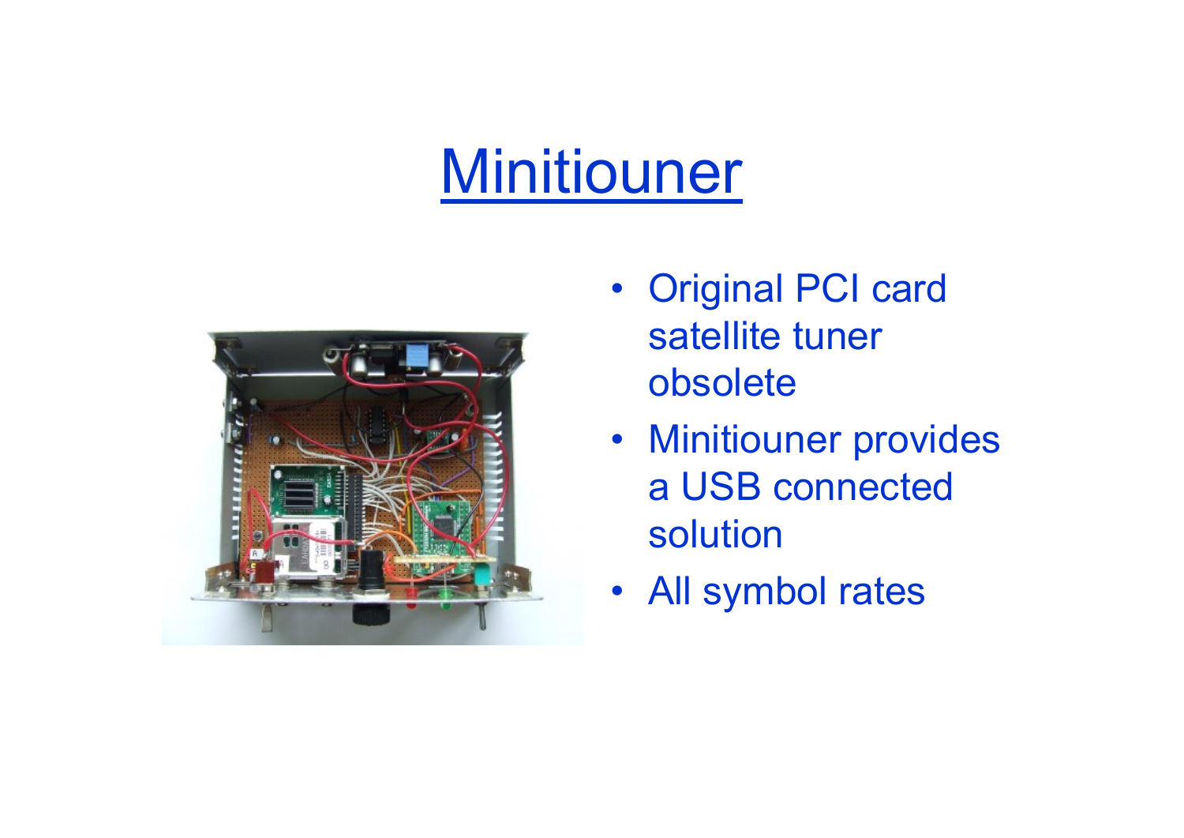# Minitiouner

- Original PCI card satellite tuner obsolete
- Minitiouner provides a USB connected solution
- All symbol rates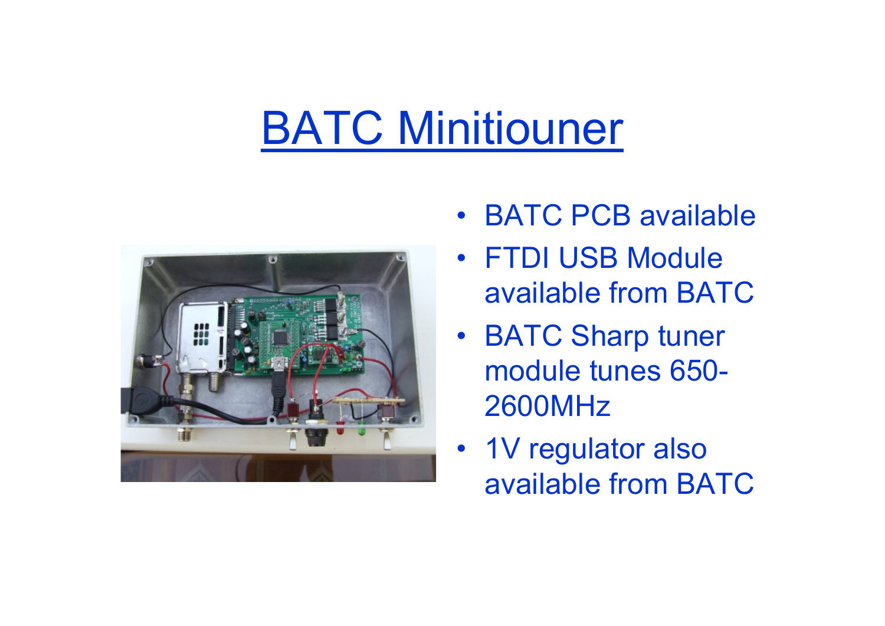# BATC Minitiouner

- BATC PCB available
- FTDI USB Module available from BATC
- BATC Sharp tuner module tunes 650-2600MHz
- 1V regulator also available from BATC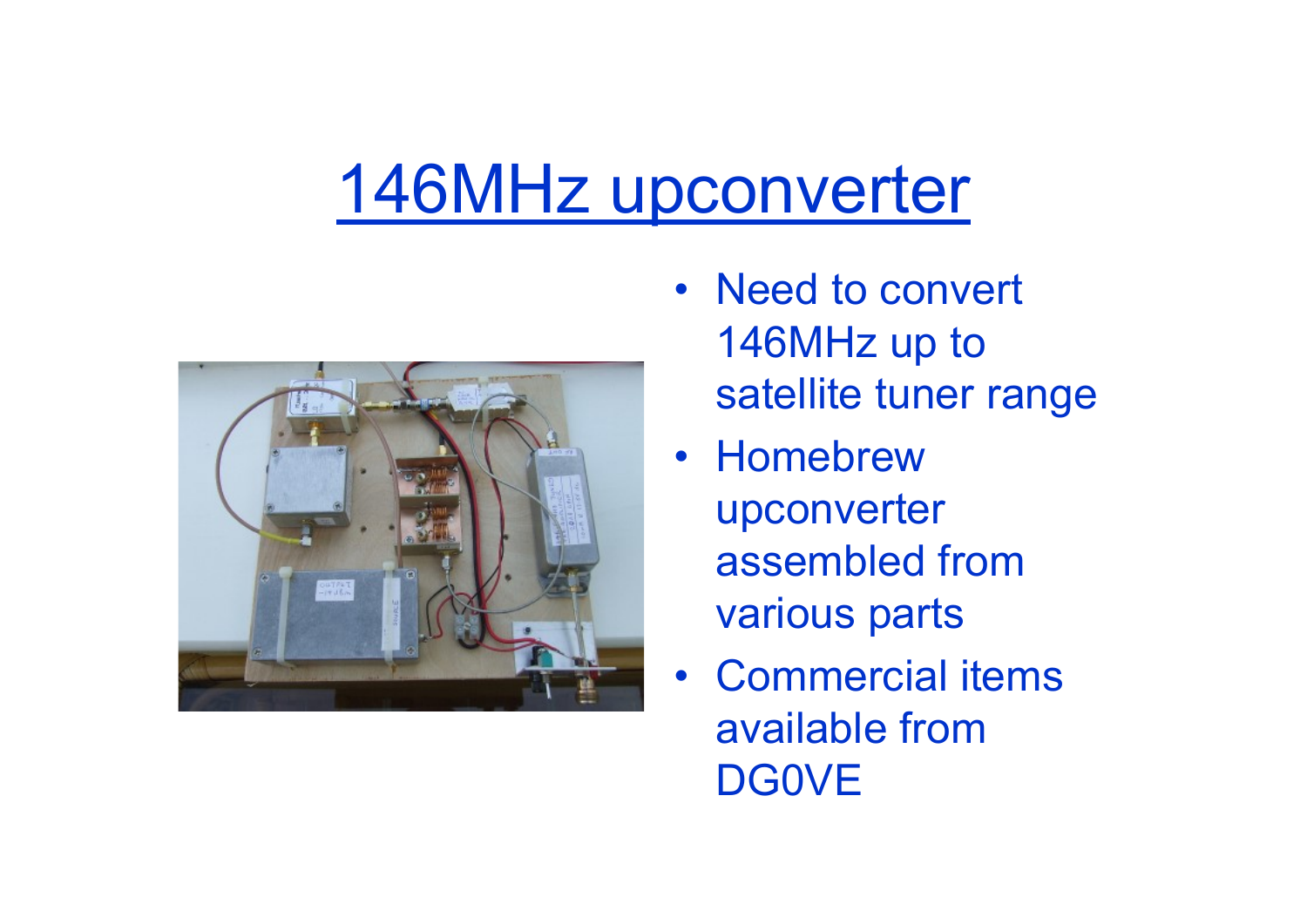# 146MHz upconverter

- Need to convert 146MHz up to satellite tuner range
- Homebrew upconverter assembled from various parts
- Commercial items available from DG0VE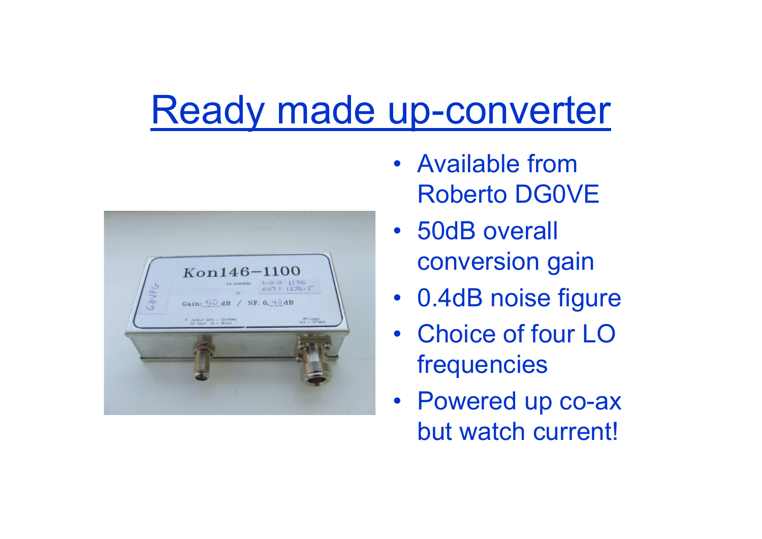# Ready made up-converter

- Available from Roberto DG0VE
- 50dB overall conversion gain
- 0.4dB noise figure
- Choice of four LO frequencies
- Powered up co-ax but watch current!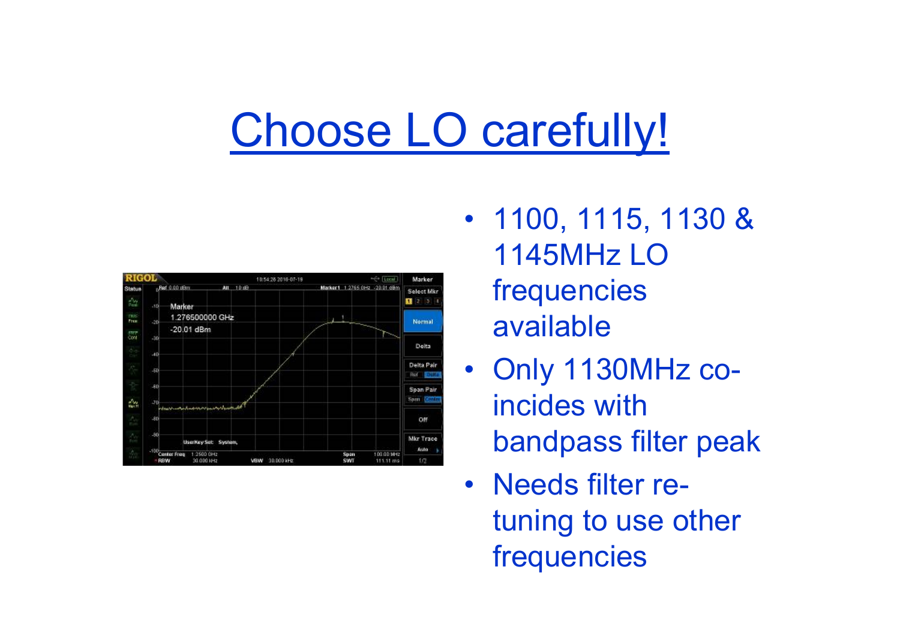# Choose LO carefully!

- 1100, 1115, 1130 & 1145MHz LO frequencies available
- Only 1130MHz co-incides with bandpass filter peak
- Needs filter re-tuning to use other frequencies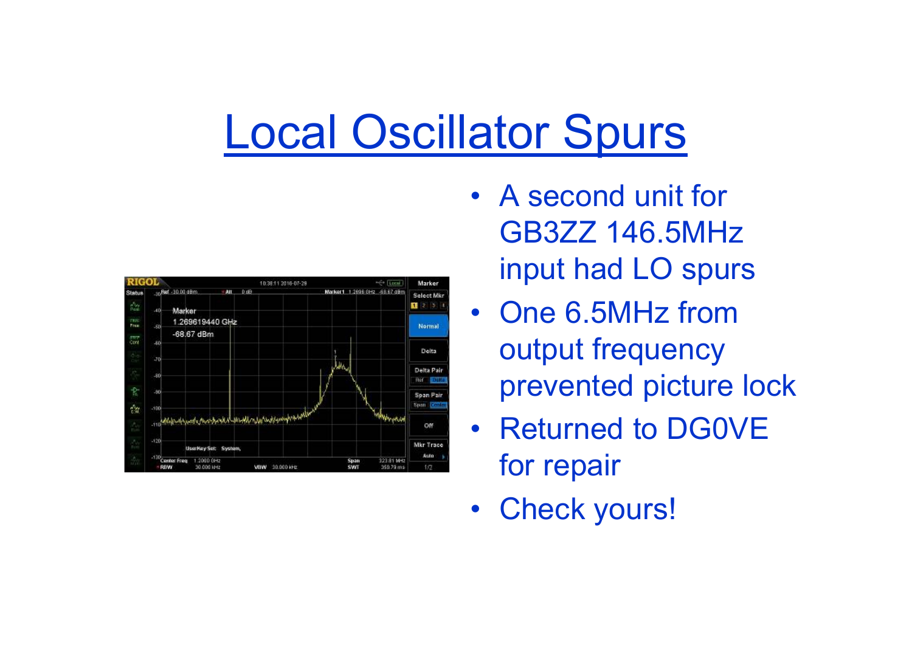# Local Oscillator Spurs

RIGOL
10:38:11 2016-07-29
Ref -30.00 dBm
Att 0 dB
Marker1 1.2696 GHz -68.67 dBm
Marker
1.269619440 GHz
-68.67 dBm
Center Freq 1.2000 GHz
RBW 30.000 kHz
VBW 30.000 kHz
Span 323.81 MHz
SWT 359.79 ms

- A second unit for GB3ZZ 146.5MHz input had LO spurs
- One 6.5MHz from output frequency prevented picture lock
- Returned to DG0VE for repair
- Check yours!